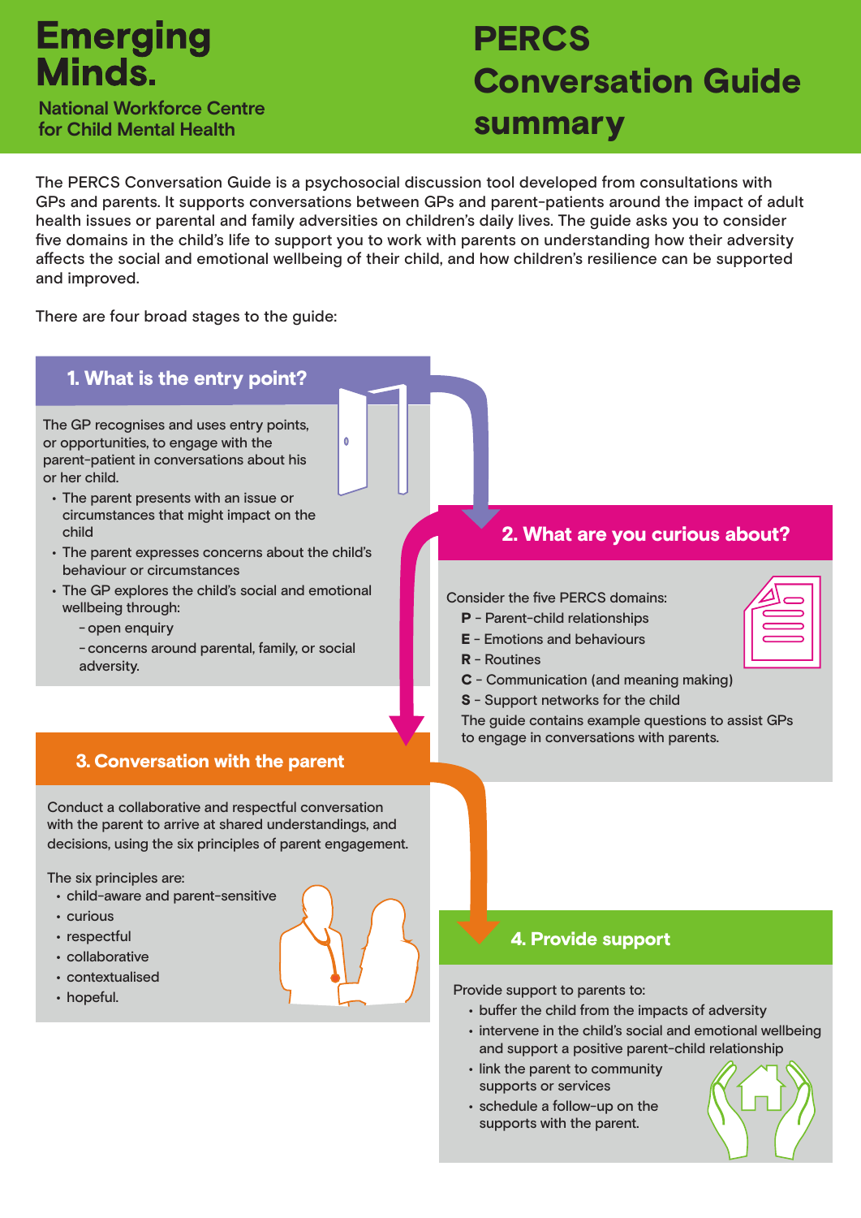# Emerging Minds.

National Workforce Centre for Child Mental Health

# PERCS Conversation Guide summary

The PERCS Conversation Guide is a psychosocial discussion tool developed from consultations with GPs and parents. It supports conversations between GPs and parent-patients around the impact of adult health issues or parental and family adversities on children's daily lives. The guide asks you to consider five domains in the child's life to support you to work with parents on understanding how their adversity affects the social and emotional wellbeing of their child, and how children's resilience can be supported and improved.

There are four broad stages to the guide:

## 1. What is the entry point?

The GP recognises and uses entry points, or opportunities, to engage with the parent-patient in conversations about his or her child.

- The parent presents with an issue or circumstances that might impact on the child
- The parent expresses concerns about the child's behaviour or circumstances
- The GP explores the child's social and emotional wellbeing through:
  - open enquiry
  - concerns around parental, family, or social adversity.

## 2. What are you curious about?

Consider the five PERCS domains:

**P** - Parent-child relationships  
**E** - Emotions and behaviours  
**R** - Routines  
**C** - Communication (and meaning making)  
**S** - Support networks for the child

The guide contains example questions to assist GPs to engage in conversations with parents.

## 3. Conversation with the parent

Conduct a collaborative and respectful conversation with the parent to arrive at shared understandings, and decisions, using the six principles of parent engagement.

The six principles are:

- child-aware and parent-sensitive
- curious
- respectful
- collaborative
- contextualised
- hopeful.

## 4. Provide support

Provide support to parents to:

- buffer the child from the impacts of adversity
- intervene in the child's social and emotional wellbeing and support a positive parent-child relationship
- link the parent to community supports or services
- schedule a follow-up on the supports with the parent.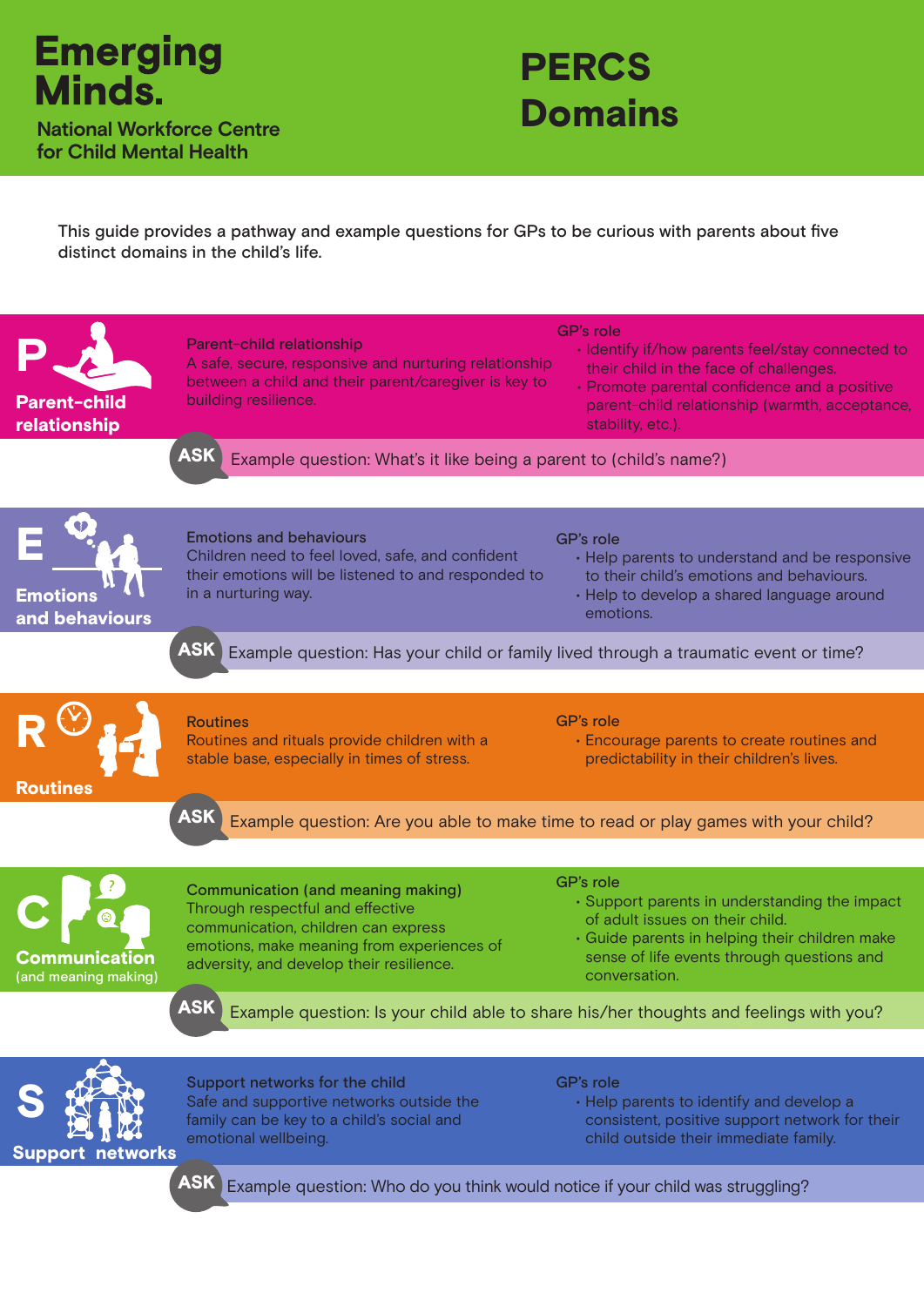# Emerging Minds.

National Workforce Centre for Child Mental Health

# PERCS Domains

This guide provides a pathway and example questions for GPs to be curious with parents about five distinct domains in the child's life.

## P – Parent-child relationship

**Parent-child relationship**

A safe, secure, responsive and nurturing relationship between a child and their parent/caregiver is key to building resilience.

**GP's role**

- Identify if/how parents feel/stay connected to their child in the face of challenges.
- Promote parental confidence and a positive parent-child relationship (warmth, acceptance, stability, etc.).

**ASK** Example question: What's it like being a parent to (child's name)?

## E – Emotions and behaviours

**Emotions and behaviours**

Children need to feel loved, safe, and confident their emotions will be listened to and responded to in a nurturing way.

**GP's role**

- Help parents to understand and be responsive to their child's emotions and behaviours.
- Help to develop a shared language around emotions.

**ASK** Example question: Has your child or family lived through a traumatic event or time?

## R – Routines

**Routines**

Routines and rituals provide children with a stable base, especially in times of stress.

**GP's role**

- Encourage parents to create routines and predictability in their children's lives.

**ASK** Example question: Are you able to make time to read or play games with your child?

## C – Communication (and meaning making)

**Communication (and meaning making)**

Through respectful and effective communication, children can express emotions, make meaning from experiences of adversity, and develop their resilience.

**GP's role**

- Support parents in understanding the impact of adult issues on their child.
- Guide parents in helping their children make sense of life events through questions and conversation.

**ASK** Example question: Is your child able to share his/her thoughts and feelings with you?

## S – Support networks

**Support networks for the child**

Safe and supportive networks outside the family can be key to a child's social and emotional wellbeing.

**GP's role**

- Help parents to identify and develop a consistent, positive support network for their child outside their immediate family.

**ASK** Example question: Who do you think would notice if your child was struggling?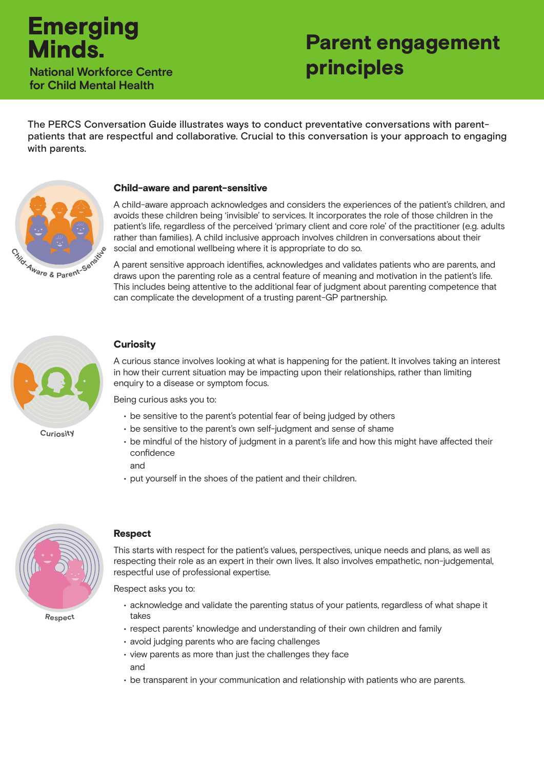Emerging Minds.

National Workforce Centre for Child Mental Health

# Parent engagement principles

The PERCS Conversation Guide illustrates ways to conduct preventative conversations with parent-patients that are respectful and collaborative. Crucial to this conversation is your approach to engaging with parents.

## Child-aware and parent-sensitive

A child-aware approach acknowledges and considers the experiences of the patient's children, and avoids these children being 'invisible' to services. It incorporates the role of those children in the patient's life, regardless of the perceived 'primary client and core role' of the practitioner (e.g. adults rather than families). A child inclusive approach involves children in conversations about their social and emotional wellbeing where it is appropriate to do so.

A parent sensitive approach identifies, acknowledges and validates patients who are parents, and draws upon the parenting role as a central feature of meaning and motivation in the patient's life. This includes being attentive to the additional fear of judgment about parenting competence that can complicate the development of a trusting parent-GP partnership.

## Curiosity

A curious stance involves looking at what is happening for the patient. It involves taking an interest in how their current situation may be impacting upon their relationships, rather than limiting enquiry to a disease or symptom focus.

Being curious asks you to:

- be sensitive to the parent's potential fear of being judged by others
- be sensitive to the parent's own self-judgment and sense of shame
- be mindful of the history of judgment in a parent's life and how this might have affected their confidence
  and
- put yourself in the shoes of the patient and their children.

## Respect

This starts with respect for the patient's values, perspectives, unique needs and plans, as well as respecting their role as an expert in their own lives. It also involves empathetic, non-judgemental, respectful use of professional expertise.

Respect asks you to:

- acknowledge and validate the parenting status of your patients, regardless of what shape it takes
- respect parents' knowledge and understanding of their own children and family
- avoid judging parents who are facing challenges
- view parents as more than just the challenges they face
  and
- be transparent in your communication and relationship with patients who are parents.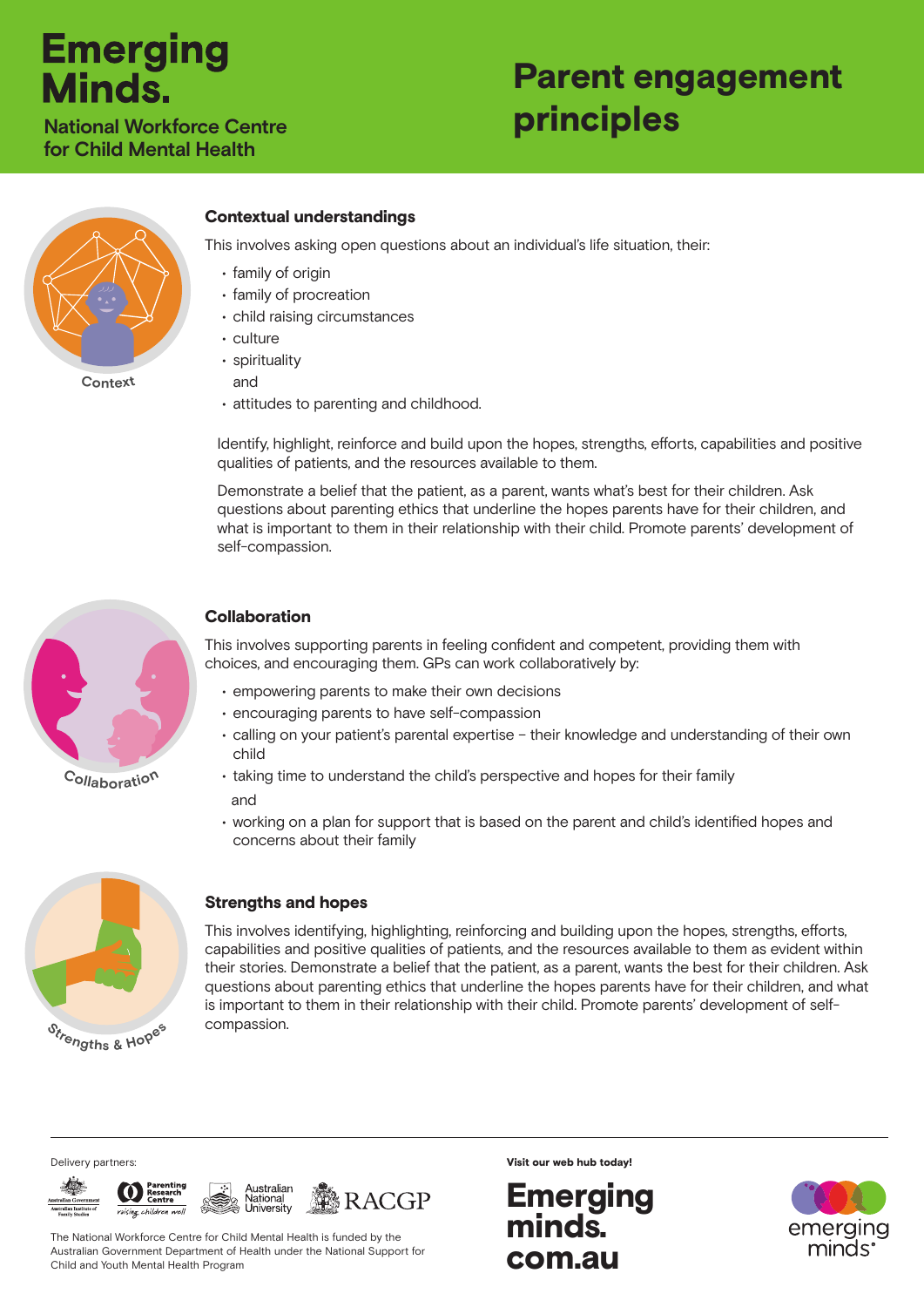# Parent engagement principles

Emerging Minds.
National Workforce Centre for Child Mental Health

Context

## Contextual understandings

This involves asking open questions about an individual's life situation, their:

- family of origin
- family of procreation
- child raising circumstances
- culture
- spirituality

  and
- attitudes to parenting and childhood.

Identify, highlight, reinforce and build upon the hopes, strengths, efforts, capabilities and positive qualities of patients, and the resources available to them.

Demonstrate a belief that the patient, as a parent, wants what's best for their children. Ask questions about parenting ethics that underline the hopes parents have for their children, and what is important to them in their relationship with their child. Promote parents' development of self-compassion.

Collaboration

## Collaboration

This involves supporting parents in feeling confident and competent, providing them with choices, and encouraging them. GPs can work collaboratively by:

- empowering parents to make their own decisions
- encouraging parents to have self-compassion
- calling on your patient's parental expertise – their knowledge and understanding of their own child
- taking time to understand the child's perspective and hopes for their family

  and
- working on a plan for support that is based on the parent and child's identified hopes and concerns about their family

Strengths & Hopes

## Strengths and hopes

This involves identifying, highlighting, reinforcing and building upon the hopes, strengths, efforts, capabilities and positive qualities of patients, and the resources available to them as evident within their stories. Demonstrate a belief that the patient, as a parent, wants the best for their children. Ask questions about parenting ethics that underline the hopes parents have for their children, and what is important to them in their relationship with their child. Promote parents' development of self-compassion.

Delivery partners: Australian Government Australian Institute of Family Studies; Parenting Research Centre raising children well; Australian National University; RACGP

The National Workforce Centre for Child Mental Health is funded by the Australian Government Department of Health under the National Support for Child and Youth Mental Health Program

**Visit our web hub today!**

Emerging minds. com.au

emerging minds.